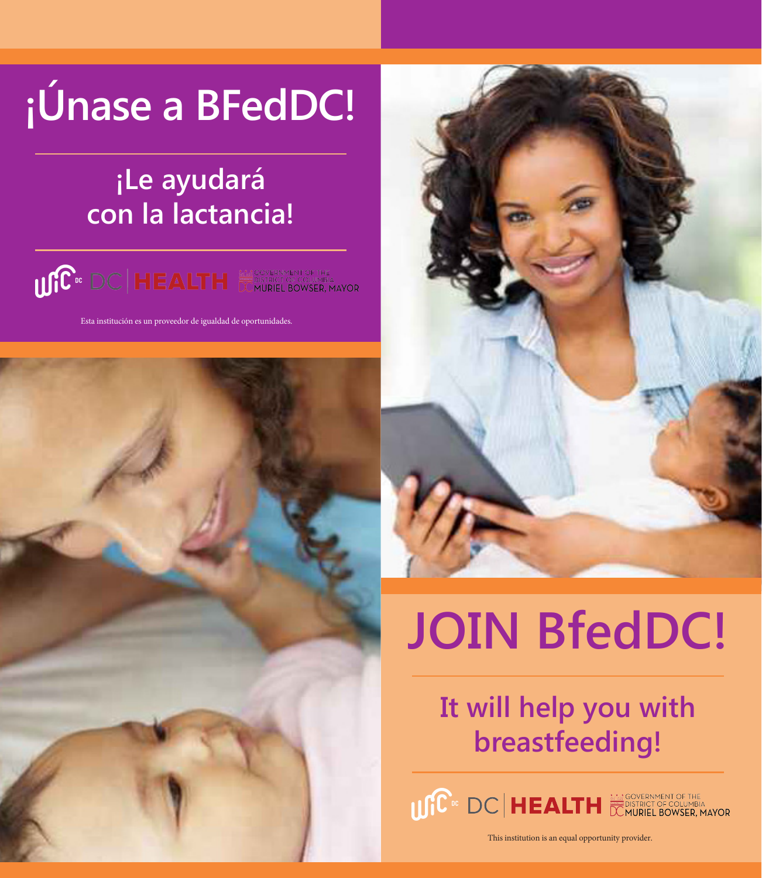# ¡Únase a BFedDC!

## ¡Le ayudará con la lactancia!

WIC DC | DC HEALTH | GOVERNMENT OF THE DISTRICT OF COLUMBIA MURIEL BOWSER, MAYOR

Esta institución es un proveedor de igualdad de oportunidades.

# JOIN BfedDC!

## It will help you with breastfeeding!

WIC DC | DC HEALTH | GOVERNMENT OF THE DISTRICT OF COLUMBIA MURIEL BOWSER, MAYOR

This institution is an equal opportunity provider.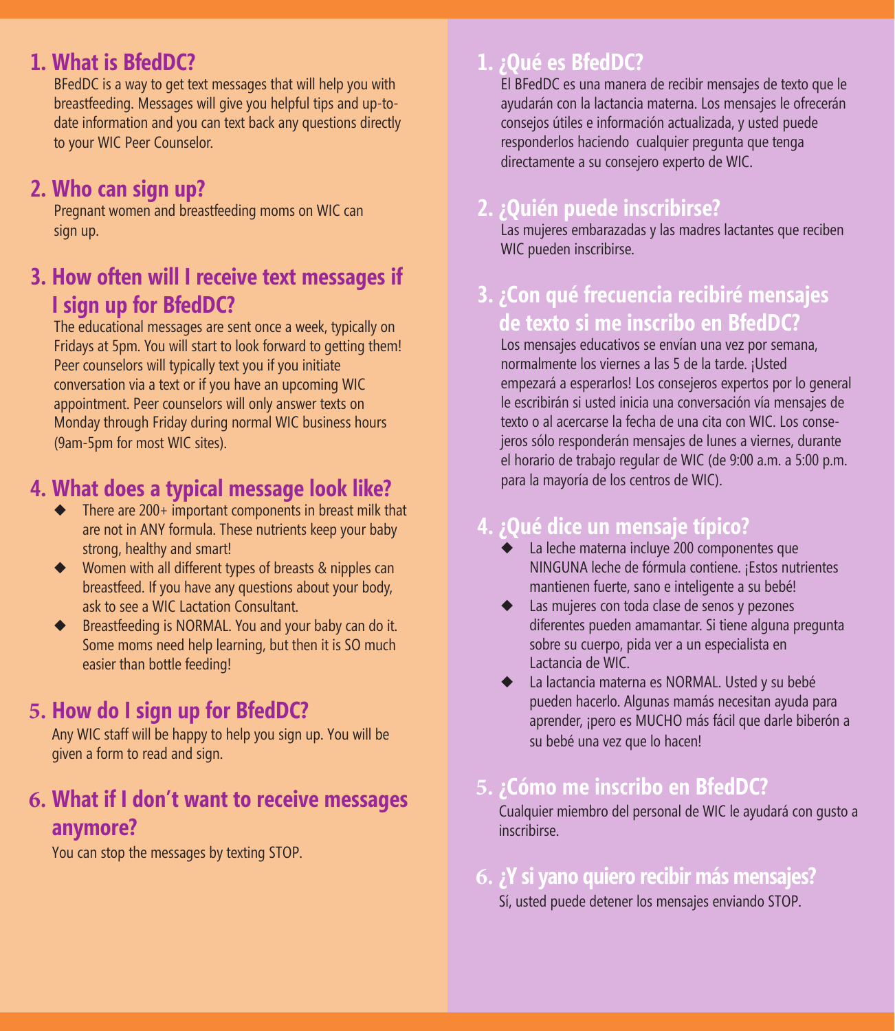## 1. What is BfedDC?

BFedDC is a way to get text messages that will help you with breastfeeding. Messages will give you helpful tips and up-to-date information and you can text back any questions directly to your WIC Peer Counselor.

## 2. Who can sign up?

Pregnant women and breastfeeding moms on WIC can sign up.

## 3. How often will I receive text messages if I sign up for BfedDC?

The educational messages are sent once a week, typically on Fridays at 5pm. You will start to look forward to getting them! Peer counselors will typically text you if you initiate conversation via a text or if you have an upcoming WIC appointment. Peer counselors will only answer texts on Monday through Friday during normal WIC business hours (9am-5pm for most WIC sites).

## 4. What does a typical message look like?

- There are 200+ important components in breast milk that are not in ANY formula. These nutrients keep your baby strong, healthy and smart!
- Women with all different types of breasts & nipples can breastfeed. If you have any questions about your body, ask to see a WIC Lactation Consultant.
- Breastfeeding is NORMAL. You and your baby can do it. Some moms need help learning, but then it is SO much easier than bottle feeding!

## 5. How do I sign up for BfedDC?

Any WIC staff will be happy to help you sign up. You will be given a form to read and sign.

## 6. What if I don't want to receive messages anymore?

You can stop the messages by texting STOP.

## 1. ¿Qué es BfedDC?

El BFedDC es una manera de recibir mensajes de texto que le ayudarán con la lactancia materna. Los mensajes le ofrecerán consejos útiles e información actualizada, y usted puede responderlos haciendo cualquier pregunta que tenga directamente a su consejero experto de WIC.

## 2. ¿Quién puede inscribirse?

Las mujeres embarazadas y las madres lactantes que reciben WIC pueden inscribirse.

## 3. ¿Con qué frecuencia recibiré mensajes de texto si me inscribo en BfedDC?

Los mensajes educativos se envían una vez por semana, normalmente los viernes a las 5 de la tarde. ¡Usted empezará a esperarlos! Los consejeros expertos por lo general le escribirán si usted inicia una conversación vía mensajes de texto o al acercarse la fecha de una cita con WIC. Los consejeros sólo responderán mensajes de lunes a viernes, durante el horario de trabajo regular de WIC (de 9:00 a.m. a 5:00 p.m. para la mayoría de los centros de WIC).

## 4. ¿Qué dice un mensaje típico?

- La leche materna incluye 200 componentes que NINGUNA leche de fórmula contiene. ¡Estos nutrientes mantienen fuerte, sano e inteligente a su bebé!
- Las mujeres con toda clase de senos y pezones diferentes pueden amamantar. Si tiene alguna pregunta sobre su cuerpo, pida ver a un especialista en Lactancia de WIC.
- La lactancia materna es NORMAL. Usted y su bebé pueden hacerlo. Algunas mamás necesitan ayuda para aprender, ¡pero es MUCHO más fácil que darle biberón a su bebé una vez que lo hacen!

## 5. ¿Cómo me inscribo en BfedDC?

Cualquier miembro del personal de WIC le ayudará con gusto a inscribirse.

## 6. ¿Y si yano quiero recibir más mensajes?

Sí, usted puede detener los mensajes enviando STOP.